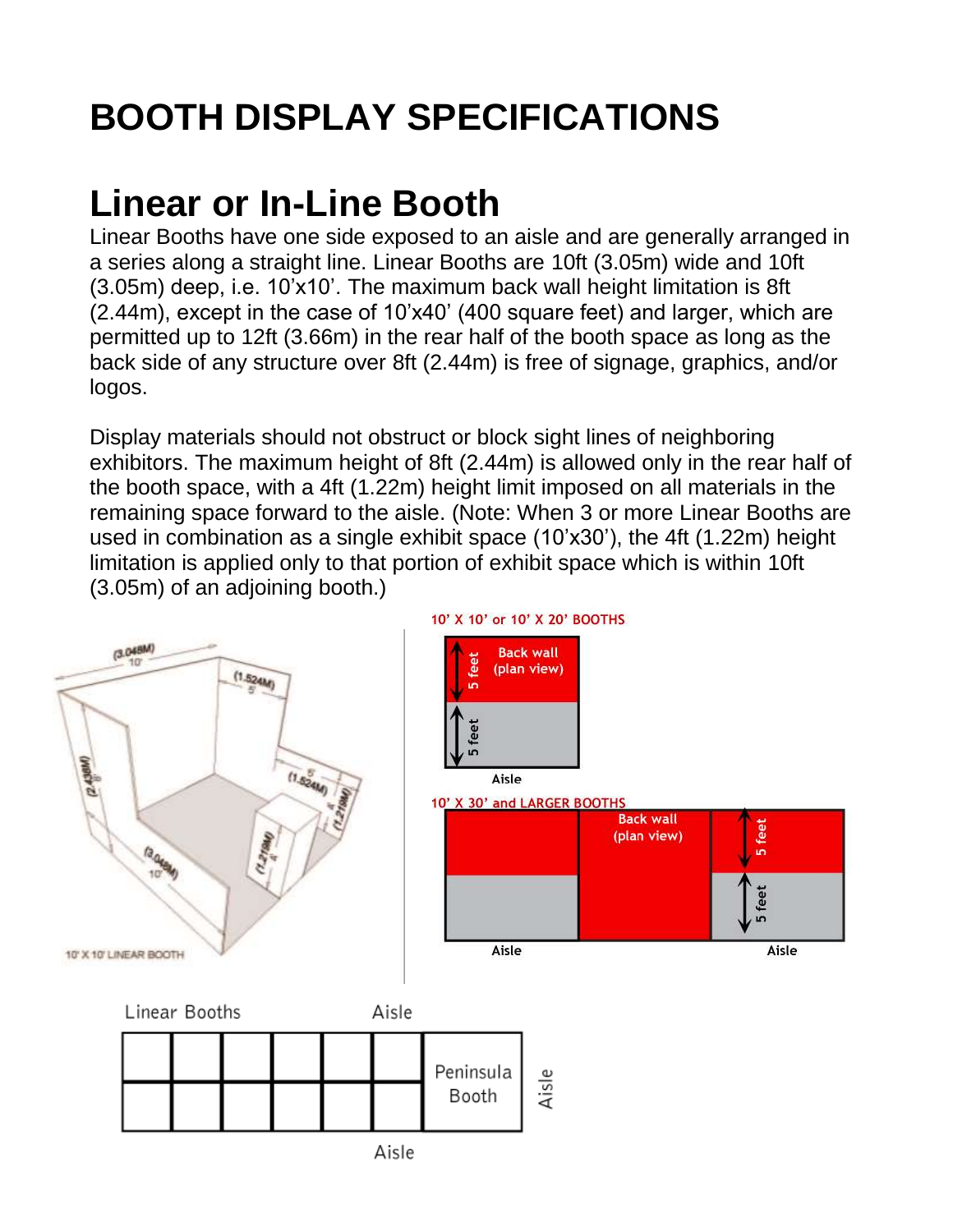# BOOTH DISPLAY SPECIFICATIONS

## Linear or In-Line Booth

Linear Booths have one side exposed to an aisle and are generally arranged in a series along a straight line. Linear Booths are 10ft (3.05m) wide and 10ft (3.05m) deep, i.e. 10'x10'. The maximum back wall height limitation is 8ft (2.44m), except in the case of 10'x40' (400 square feet) and larger, which are permitted up to 12ft (3.66m) in the rear half of the booth space as long as the back side of any structure over 8ft (2.44m) is free of signage, graphics, and/or logos.

Display materials should not obstruct or block sight lines of neighboring exhibitors. The maximum height of 8ft (2.44m) is allowed only in the rear half of the booth space, with a 4ft (1.22m) height limit imposed on all materials in the remaining space forward to the aisle. (Note: When 3 or more Linear Booths are used in combination as a single exhibit space (10'x30'), the 4ft (1.22m) height limitation is applied only to that portion of exhibit space which is within 10ft (3.05m) of an adjoining booth.)

10' X 10' LINEAR BOOTH

10' X 10' or 10' X 20' BOOTHS

Back wall (plan view) — 5 feet / 5 feet — Aisle

10' X 30' and LARGER BOOTHS

Back wall (plan view) — 5 feet / 5 feet — Aisle — Aisle

Linear Booths — Aisle — Peninsula Booth — Aisle — Aisle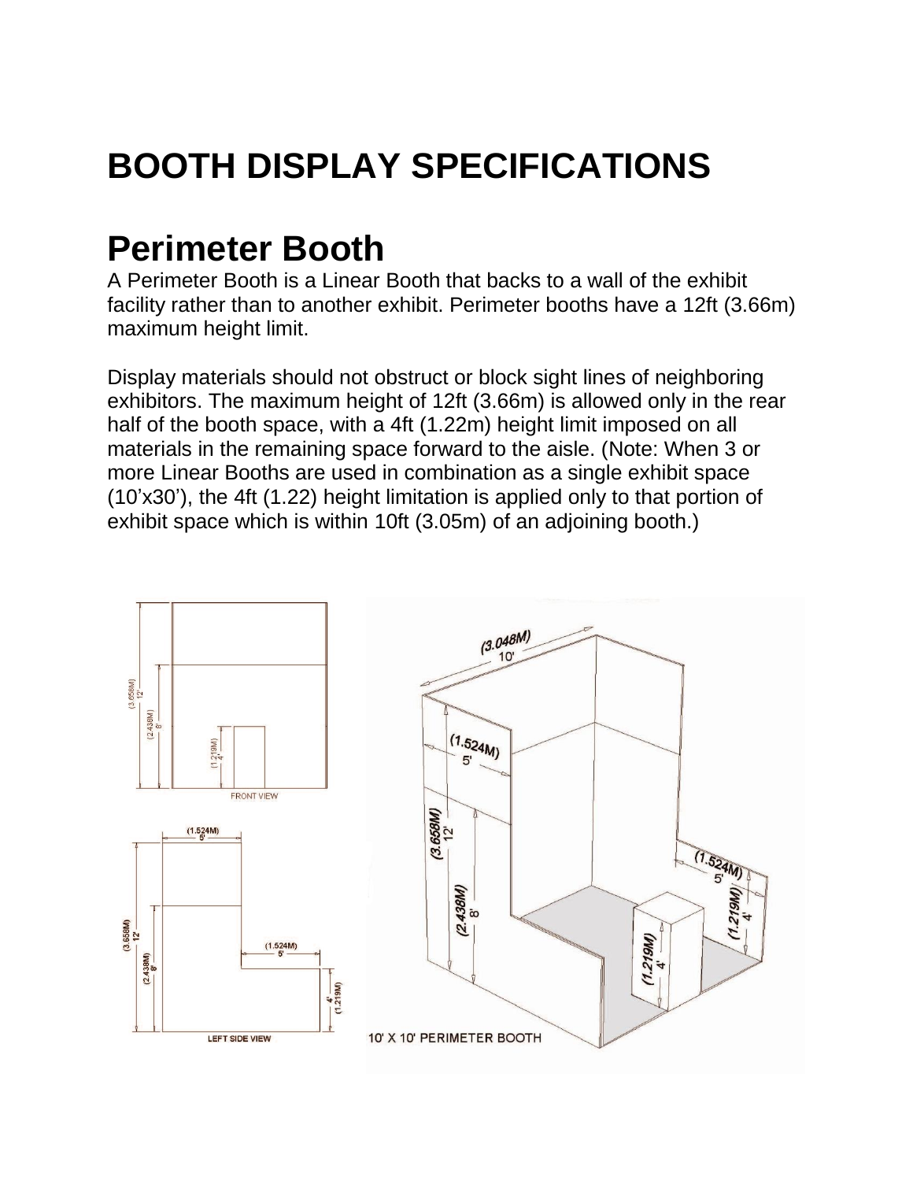# BOOTH DISPLAY SPECIFICATIONS

## Perimeter Booth

A Perimeter Booth is a Linear Booth that backs to a wall of the exhibit facility rather than to another exhibit. Perimeter booths have a 12ft (3.66m) maximum height limit.

Display materials should not obstruct or block sight lines of neighboring exhibitors. The maximum height of 12ft (3.66m) is allowed only in the rear half of the booth space, with a 4ft (1.22m) height limit imposed on all materials in the remaining space forward to the aisle. (Note: When 3 or more Linear Booths are used in combination as a single exhibit space (10’x30’), the 4ft (1.22) height limitation is applied only to that portion of exhibit space which is within 10ft (3.05m) of an adjoining booth.)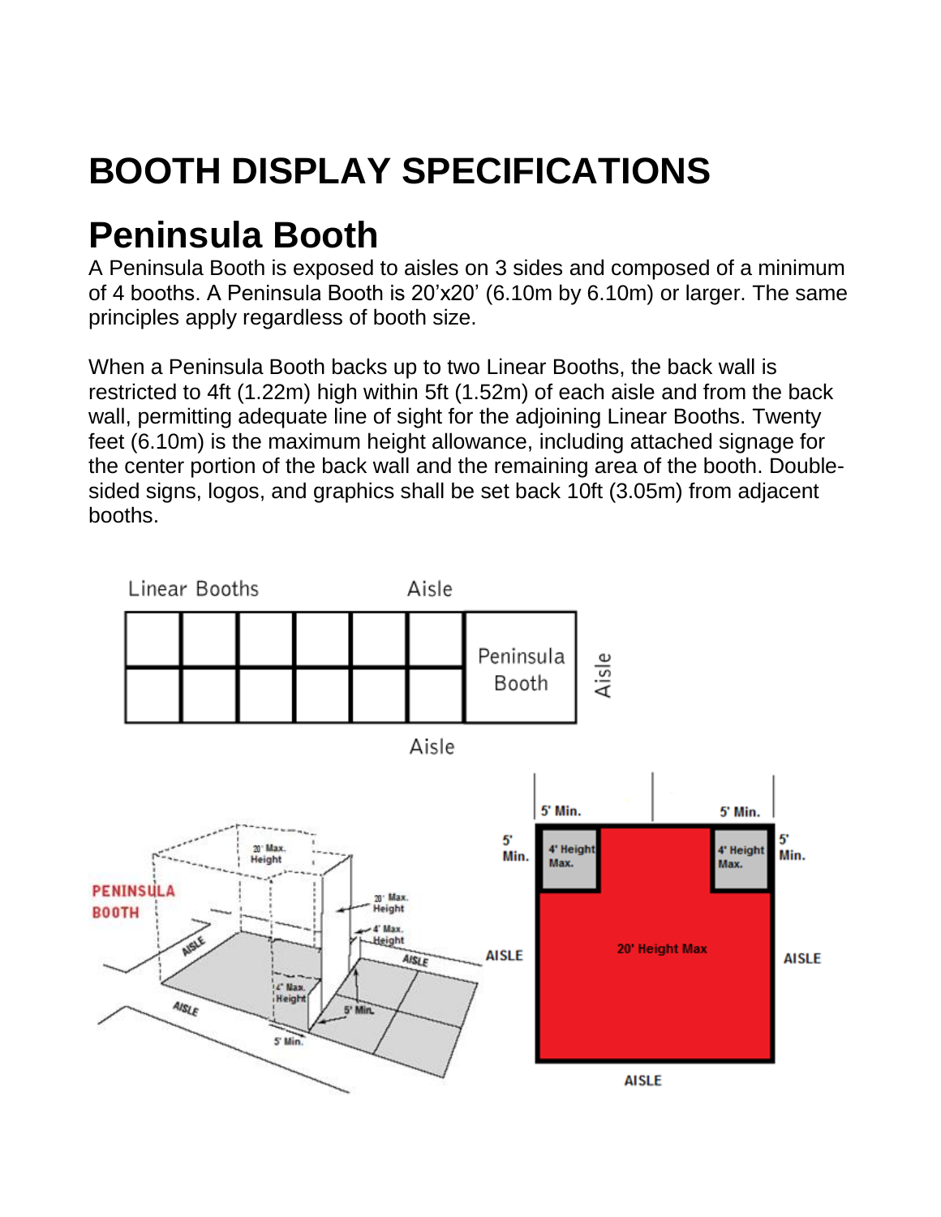# BOOTH DISPLAY SPECIFICATIONS

## Peninsula Booth

A Peninsula Booth is exposed to aisles on 3 sides and composed of a minimum of 4 booths. A Peninsula Booth is 20'x20' (6.10m by 6.10m) or larger. The same principles apply regardless of booth size.

When a Peninsula Booth backs up to two Linear Booths, the back wall is restricted to 4ft (1.22m) high within 5ft (1.52m) of each aisle and from the back wall, permitting adequate line of sight for the adjoining Linear Booths. Twenty feet (6.10m) is the maximum height allowance, including attached signage for the center portion of the back wall and the remaining area of the booth. Double-sided signs, logos, and graphics shall be set back 10ft (3.05m) from adjacent booths.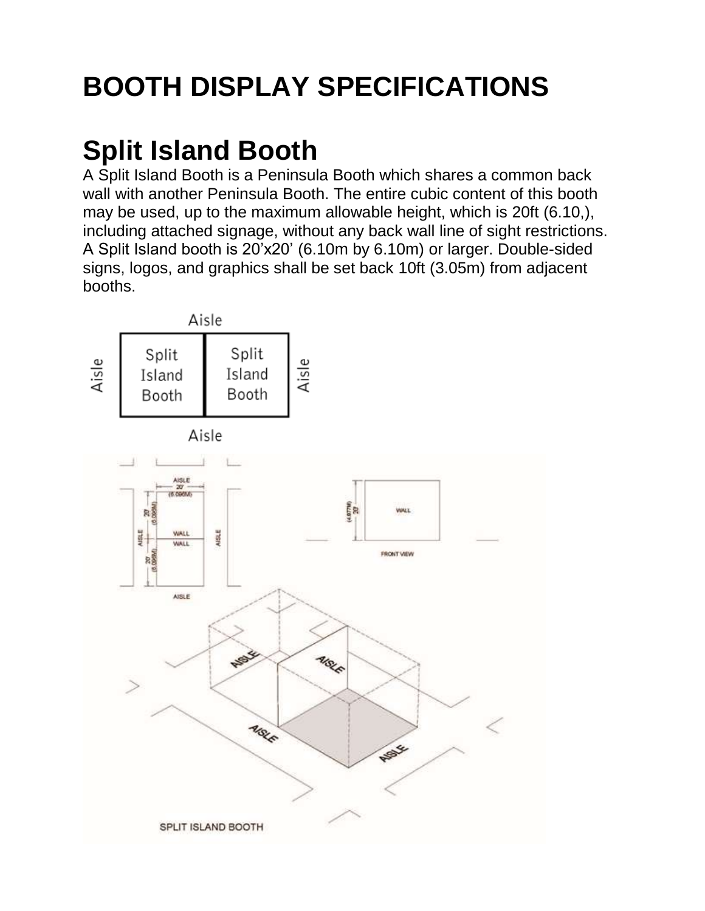# BOOTH DISPLAY SPECIFICATIONS

## Split Island Booth

A Split Island Booth is a Peninsula Booth which shares a common back wall with another Peninsula Booth. The entire cubic content of this booth may be used, up to the maximum allowable height, which is 20ft (6.10,), including attached signage, without any back wall line of sight restrictions. A Split Island booth is 20’x20’ (6.10m by 6.10m) or larger. Double-sided signs, logos, and graphics shall be set back 10ft (3.05m) from adjacent booths.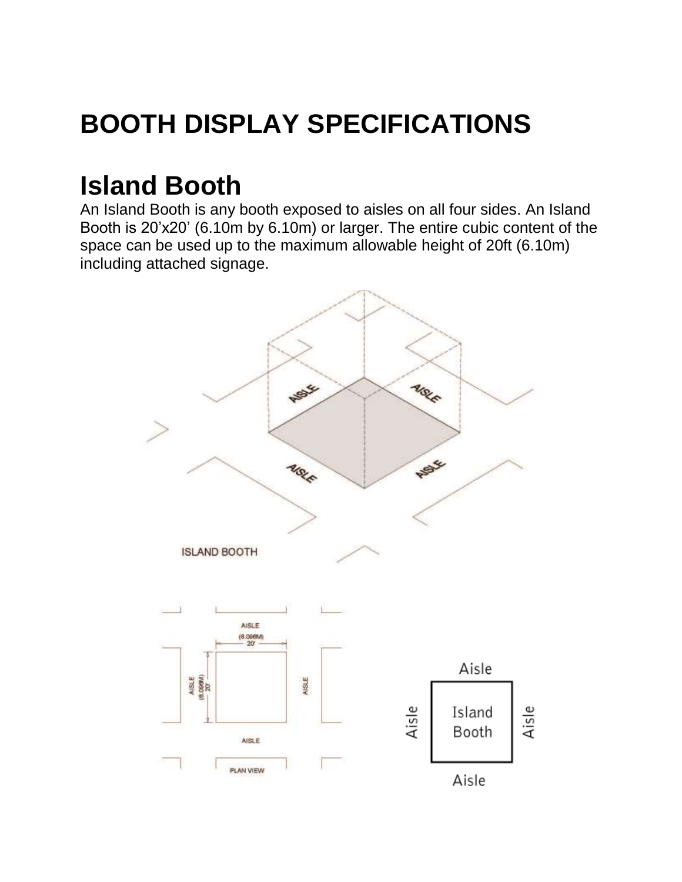# BOOTH DISPLAY SPECIFICATIONS

## Island Booth

An Island Booth is any booth exposed to aisles on all four sides. An Island Booth is 20’x20’ (6.10m by 6.10m) or larger. The entire cubic content of the space can be used up to the maximum allowable height of 20ft (6.10m) including attached signage.

AISLE
AISLE
AISLE
AISLE
ISLAND BOOTH

AISLE
(6.096M)
20'
AISLE
(6.096M)
20'
AISLE
AISLE
PLAN VIEW

Aisle
Aisle
Island Booth
Aisle
Aisle